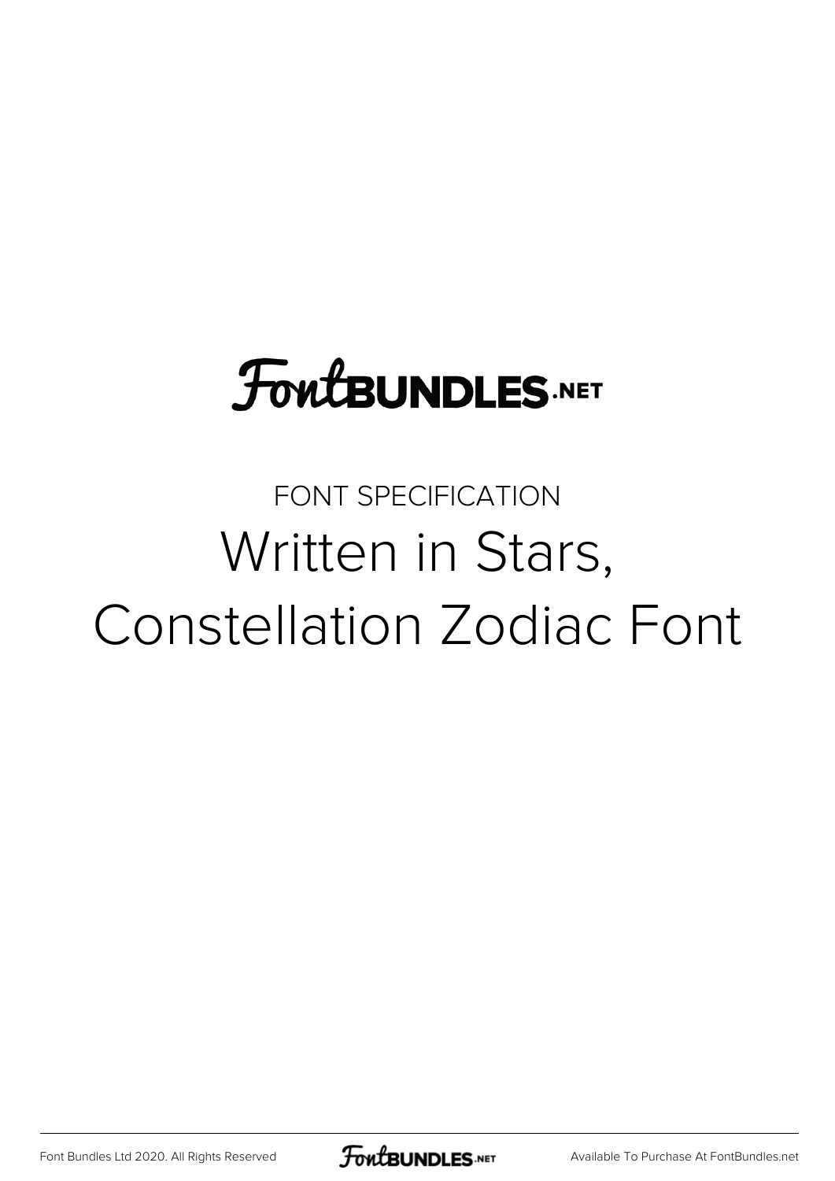FontBUNDLES.NET

FONT SPECIFICATION

# Written in Stars, Constellation Zodiac Font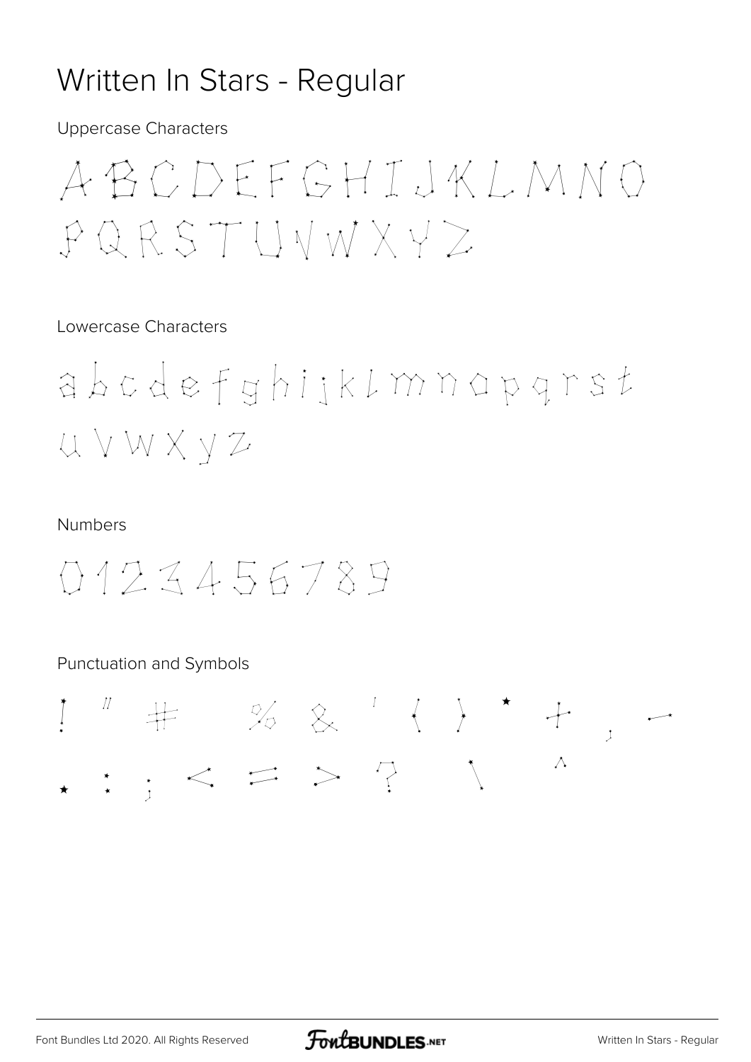# Written In Stars - Regular

Uppercase Characters

ABCDEFGHIJKLMNO
PQRSTUVWXYZ

Lowercase Characters

abcdefghijklmnopqrst
uvwxyz

Numbers

0123456789

Punctuation and Symbols

! " # % & ' ( ) * + , -
. : ; < = > ? \ ^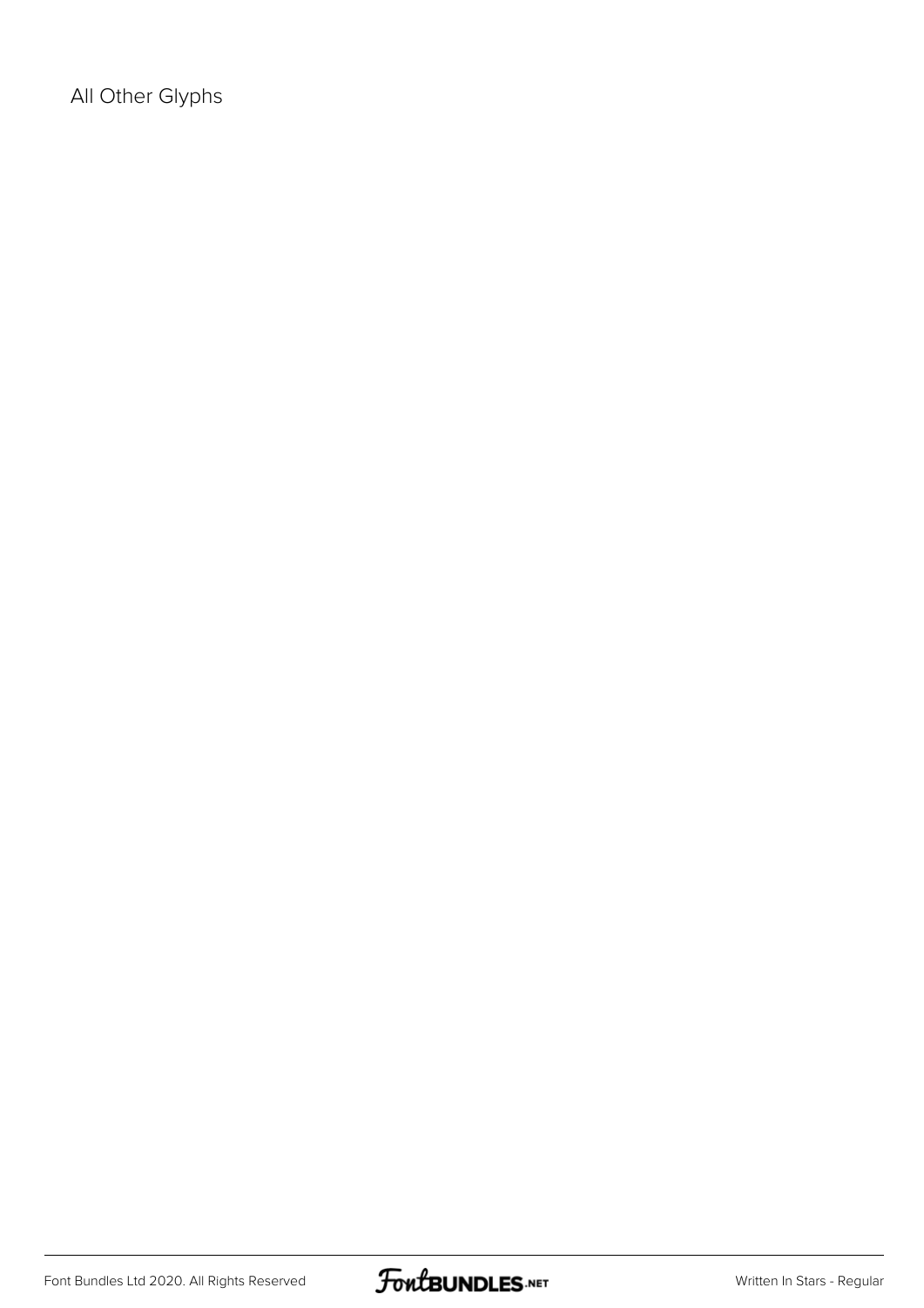All Other Glyphs